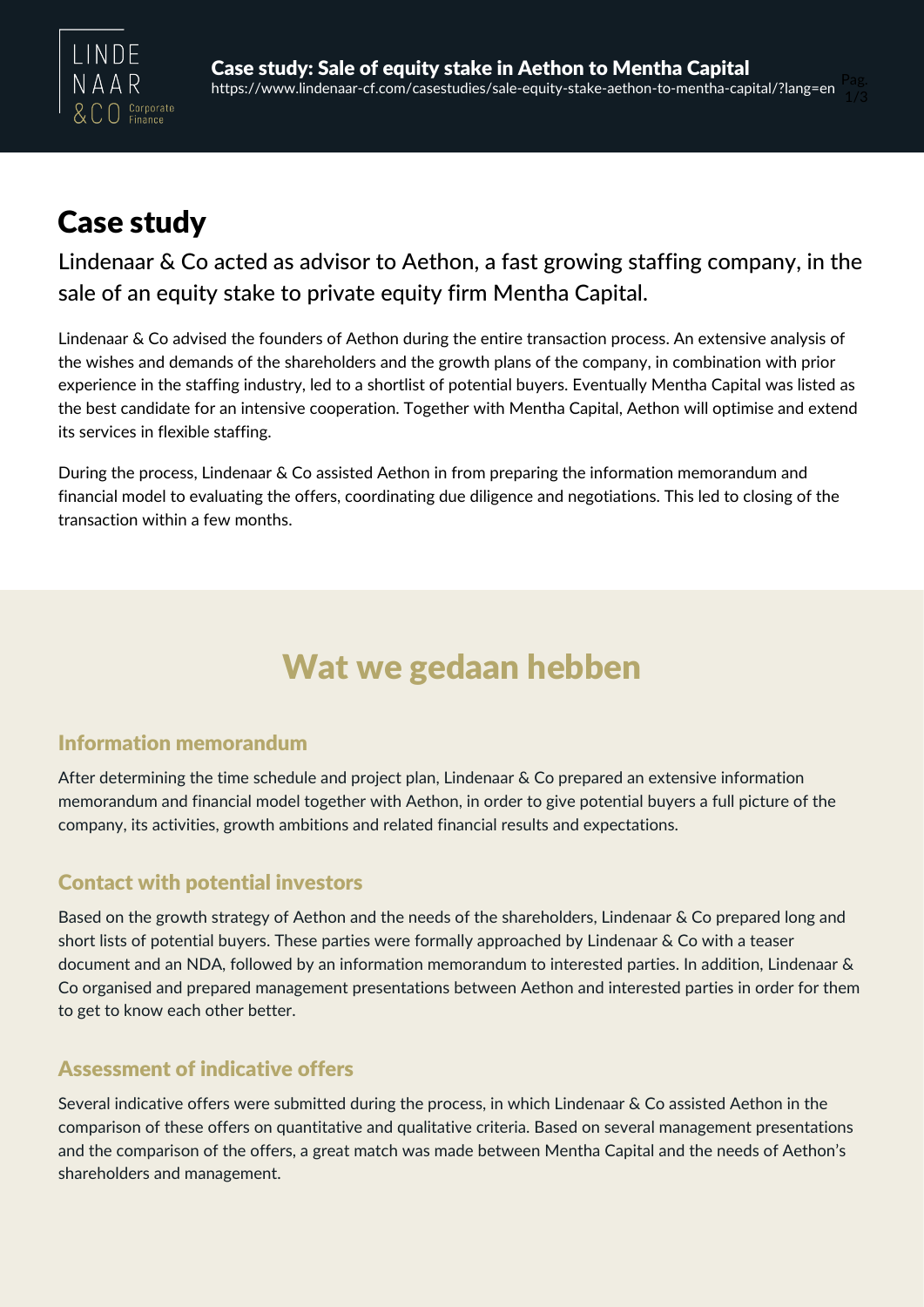# Case study

## Lindenaar & Co acted as advisor to Aethon, a fast growing staffing company, in the sale of an equity stake to private equity firm Mentha Capital.

Lindenaar & Co advised the founders of Aethon during the entire transaction process. An extensive analysis of the wishes and demands of the shareholders and the growth plans of the company, in combination with prior experience in the staffing industry, led to a shortlist of potential buyers. Eventually Mentha Capital was listed as the best candidate for an intensive cooperation. Together with Mentha Capital, Aethon will optimise and extend its services in flexible staffing.

During the process, Lindenaar & Co assisted Aethon in from preparing the information memorandum and financial model to evaluating the offers, coordinating due diligence and negotiations. This led to closing of the transaction within a few months.

# Wat we gedaan hebben

### Information memorandum

After determining the time schedule and project plan, Lindenaar & Co prepared an extensive information memorandum and financial model together with Aethon, in order to give potential buyers a full picture of the company, its activities, growth ambitions and related financial results and expectations.

### Contact with potential investors

Based on the growth strategy of Aethon and the needs of the shareholders, Lindenaar & Co prepared long and short lists of potential buyers. These parties were formally approached by Lindenaar & Co with a teaser document and an NDA, followed by an information memorandum to interested parties. In addition, Lindenaar & Co organised and prepared management presentations between Aethon and interested parties in order for them to get to know each other better.

### Assessment of indicative offers

Several indicative offers were submitted during the process, in which Lindenaar & Co assisted Aethon in the comparison of these offers on quantitative and qualitative criteria. Based on several management presentations and the comparison of the offers, a great match was made between Mentha Capital and the needs of Aethon's shareholders and management.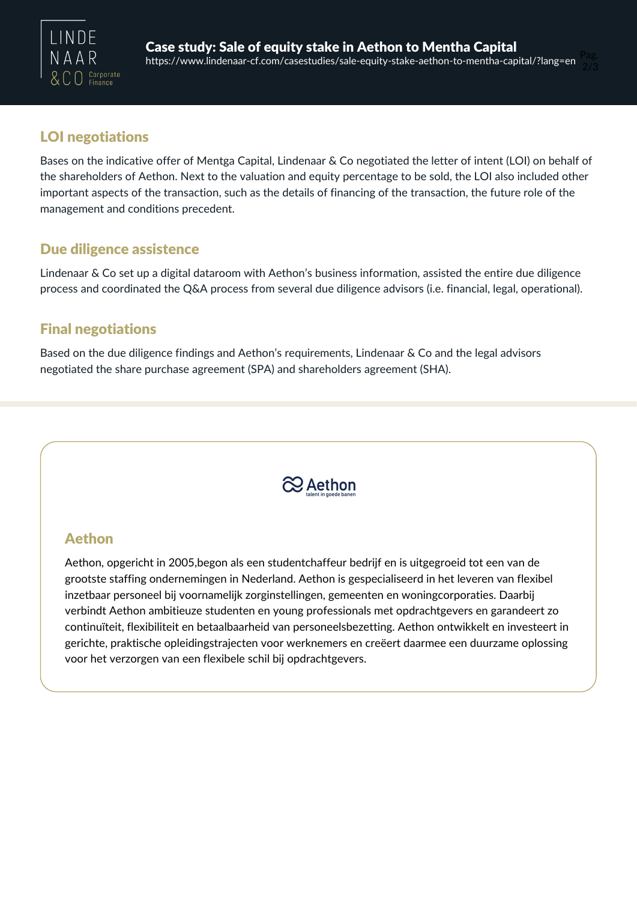## LOI negotiations

Bases on the indicative offer of Mentga Capital, Lindenaar & Co negotiated the letter of intent (LOI) on behalf of the shareholders of Aethon. Next to the valuation and equity percentage to be sold, the LOI also included other important aspects of the transaction, such as the details of financing of the transaction, the future role of the management and conditions precedent.

## Due diligence assistence

Lindenaar & Co set up a digital dataroom with Aethon's business information, assisted the entire due diligence process and coordinated the Q&A process from several due diligence advisors (i.e. financial, legal, operational).

## Final negotiations

Based on the due diligence findings and Aethon's requirements, Lindenaar & Co and the legal advisors negotiated the share purchase agreement (SPA) and shareholders agreement (SHA).

Aethon
talent in goede banen

## Aethon

Aethon, opgericht in 2005,begon als een studentchaffeur bedrijf en is uitgegroeid tot een van de grootste staffing ondernemingen in Nederland. Aethon is gespecialiseerd in het leveren van flexibel inzetbaar personeel bij voornamelijk zorginstellingen, gemeenten en woningcorporaties. Daarbij verbindt Aethon ambitieuze studenten en young professionals met opdrachtgevers en garandeert zo continuïteit, flexibiliteit en betaalbaarheid van personeelsbezetting. Aethon ontwikkelt en investeert in gerichte, praktische opleidingstrajecten voor werknemers en creëert daarmee een duurzame oplossing voor het verzorgen van een flexibele schil bij opdrachtgevers.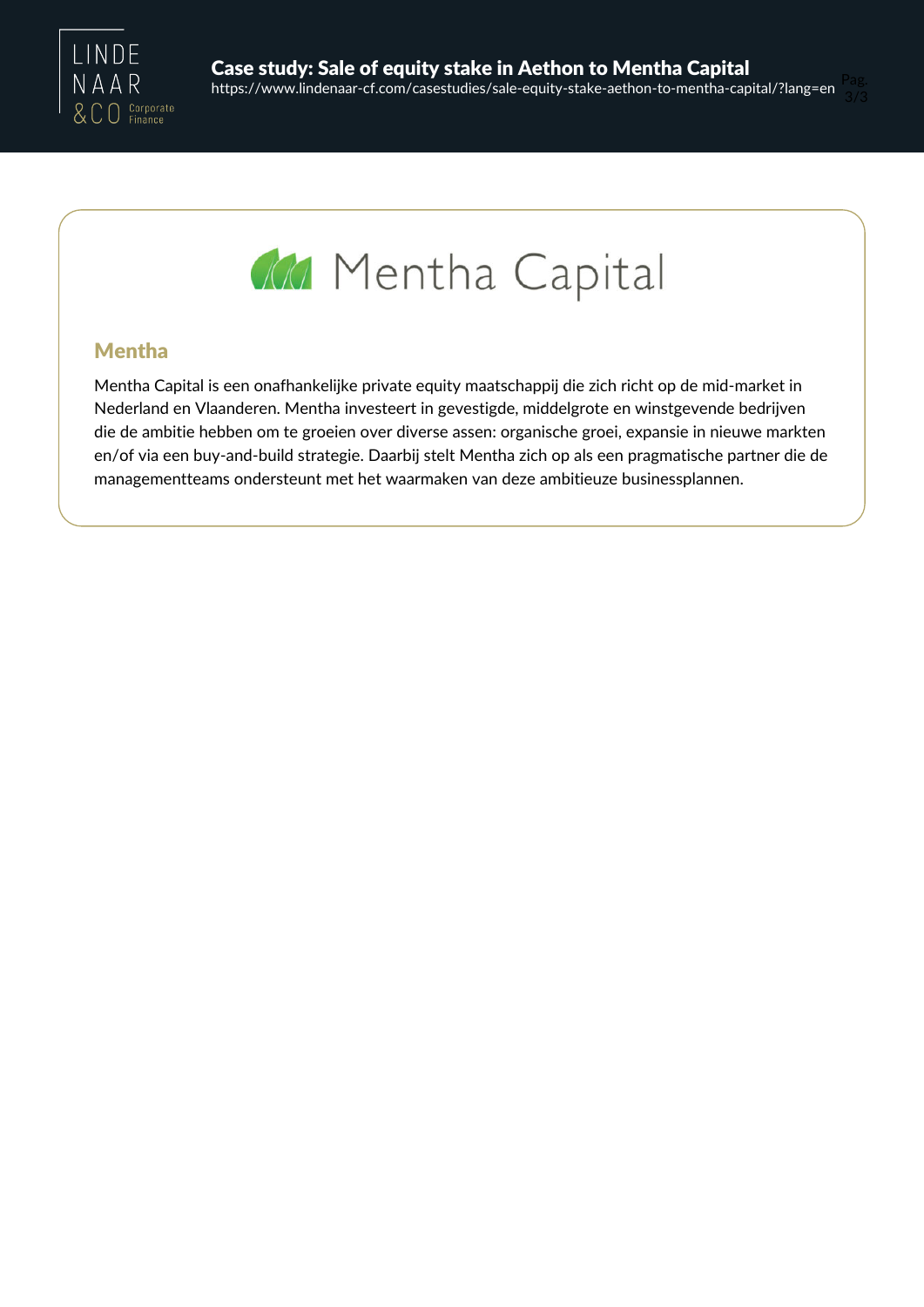## Mentha

Mentha Capital is een onafhankelijke private equity maatschappij die zich richt op de mid-market in Nederland en Vlaanderen. Mentha investeert in gevestigde, middelgrote en winstgevende bedrijven die de ambitie hebben om te groeien over diverse assen: organische groei, expansie in nieuwe markten en/of via een buy-and-build strategie. Daarbij stelt Mentha zich op als een pragmatische partner die de managementteams ondersteunt met het waarmaken van deze ambitieuze businessplannen.